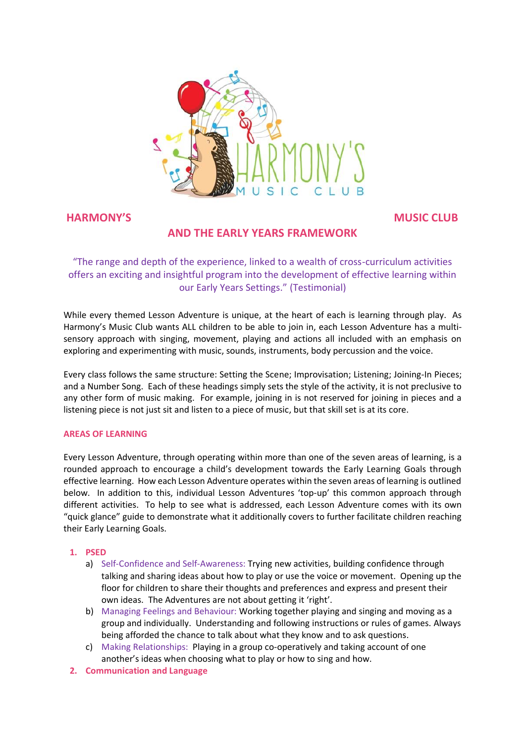# HARMONY'S MUSIC CLUB AND THE EARLY YEARS FRAMEWORK

"The range and depth of the experience, linked to a wealth of cross-curriculum activities offers an exciting and insightful program into the development of effective learning within our Early Years Settings." (Testimonial)

While every themed Lesson Adventure is unique, at the heart of each is learning through play. As Harmony's Music Club wants ALL children to be able to join in, each Lesson Adventure has a multi-sensory approach with singing, movement, playing and actions all included with an emphasis on exploring and experimenting with music, sounds, instruments, body percussion and the voice.

Every class follows the same structure: Setting the Scene; Improvisation; Listening; Joining-In Pieces; and a Number Song. Each of these headings simply sets the style of the activity, it is not preclusive to any other form of music making. For example, joining in is not reserved for joining in pieces and a listening piece is not just sit and listen to a piece of music, but that skill set is at its core.

## AREAS OF LEARNING

Every Lesson Adventure, through operating within more than one of the seven areas of learning, is a rounded approach to encourage a child's development towards the Early Learning Goals through effective learning. How each Lesson Adventure operates within the seven areas of learning is outlined below. In addition to this, individual Lesson Adventures 'top-up' this common approach through different activities. To help to see what is addressed, each Lesson Adventure comes with its own "quick glance" guide to demonstrate what it additionally covers to further facilitate children reaching their Early Learning Goals.

1. **PSED**
   a) Self-Confidence and Self-Awareness: Trying new activities, building confidence through talking and sharing ideas about how to play or use the voice or movement. Opening up the floor for children to share their thoughts and preferences and express and present their own ideas. The Adventures are not about getting it 'right'.
   b) Managing Feelings and Behaviour: Working together playing and singing and moving as a group and individually. Understanding and following instructions or rules of games. Always being afforded the chance to talk about what they know and to ask questions.
   c) Making Relationships: Playing in a group co-operatively and taking account of one another's ideas when choosing what to play or how to sing and how.
2. **Communication and Language**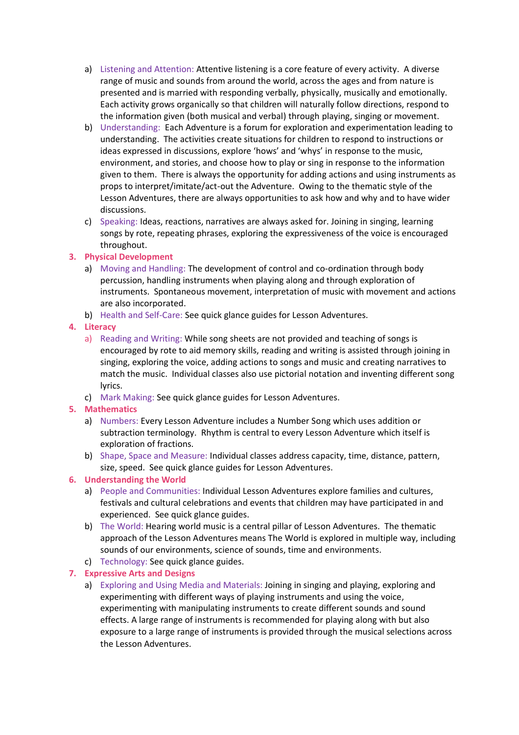a) Listening and Attention: Attentive listening is a core feature of every activity. A diverse range of music and sounds from around the world, across the ages and from nature is presented and is married with responding verbally, physically, musically and emotionally. Each activity grows organically so that children will naturally follow directions, respond to the information given (both musical and verbal) through playing, singing or movement.

b) Understanding: Each Adventure is a forum for exploration and experimentation leading to understanding. The activities create situations for children to respond to instructions or ideas expressed in discussions, explore 'hows' and 'whys' in response to the music, environment, and stories, and choose how to play or sing in response to the information given to them. There is always the opportunity for adding actions and using instruments as props to interpret/imitate/act-out the Adventure. Owing to the thematic style of the Lesson Adventures, there are always opportunities to ask how and why and to have wider discussions.

c) Speaking: Ideas, reactions, narratives are always asked for. Joining in singing, learning songs by rote, repeating phrases, exploring the expressiveness of the voice is encouraged throughout.

**3. Physical Development**

a) Moving and Handling: The development of control and co-ordination through body percussion, handling instruments when playing along and through exploration of instruments. Spontaneous movement, interpretation of music with movement and actions are also incorporated.

b) Health and Self-Care: See quick glance guides for Lesson Adventures.

**4. Literacy**

a) Reading and Writing: While song sheets are not provided and teaching of songs is encouraged by rote to aid memory skills, reading and writing is assisted through joining in singing, exploring the voice, adding actions to songs and music and creating narratives to match the music. Individual classes also use pictorial notation and inventing different song lyrics.

c) Mark Making: See quick glance guides for Lesson Adventures.

**5. Mathematics**

a) Numbers: Every Lesson Adventure includes a Number Song which uses addition or subtraction terminology. Rhythm is central to every Lesson Adventure which itself is exploration of fractions.

b) Shape, Space and Measure: Individual classes address capacity, time, distance, pattern, size, speed. See quick glance guides for Lesson Adventures.

**6. Understanding the World**

a) People and Communities: Individual Lesson Adventures explore families and cultures, festivals and cultural celebrations and events that children may have participated in and experienced. See quick glance guides.

b) The World: Hearing world music is a central pillar of Lesson Adventures. The thematic approach of the Lesson Adventures means The World is explored in multiple way, including sounds of our environments, science of sounds, time and environments.

c) Technology: See quick glance guides.

**7. Expressive Arts and Designs**

a) Exploring and Using Media and Materials: Joining in singing and playing, exploring and experimenting with different ways of playing instruments and using the voice, experimenting with manipulating instruments to create different sounds and sound effects. A large range of instruments is recommended for playing along with but also exposure to a large range of instruments is provided through the musical selections across the Lesson Adventures.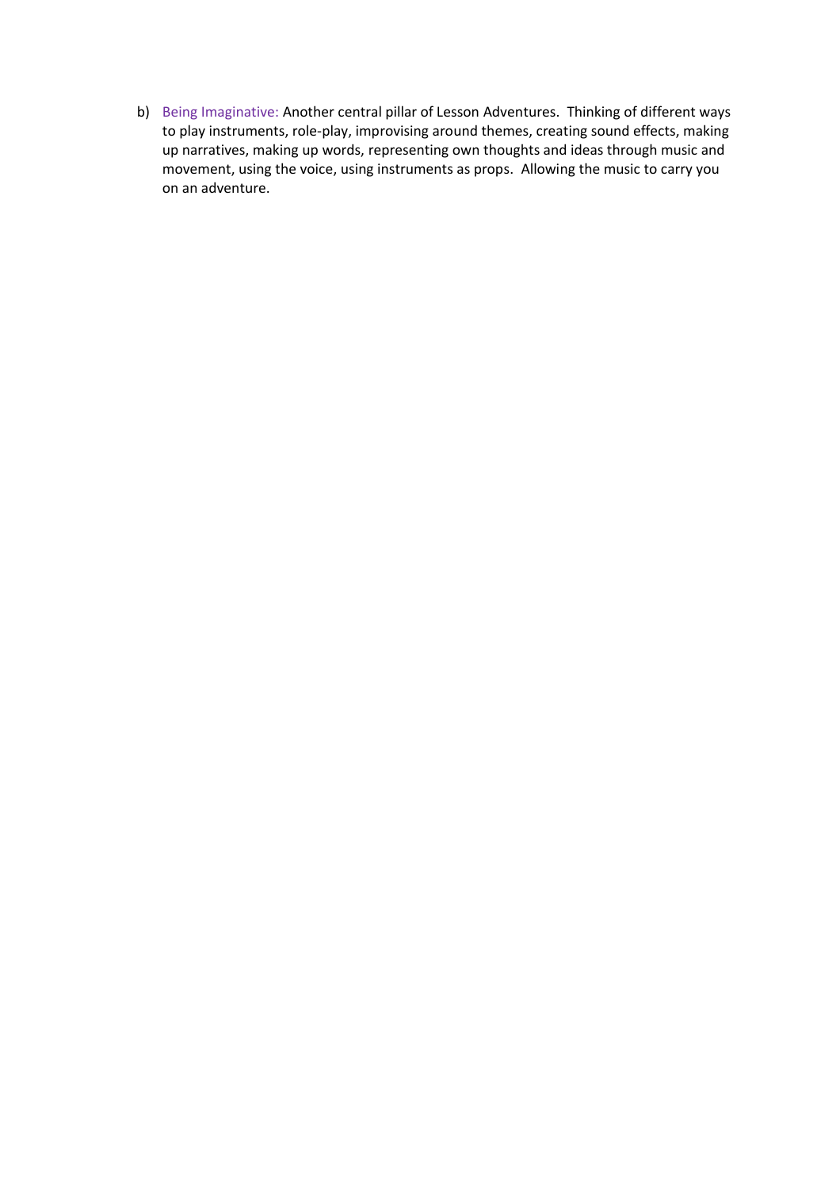b) Being Imaginative: Another central pillar of Lesson Adventures. Thinking of different ways to play instruments, role-play, improvising around themes, creating sound effects, making up narratives, making up words, representing own thoughts and ideas through music and movement, using the voice, using instruments as props. Allowing the music to carry you on an adventure.